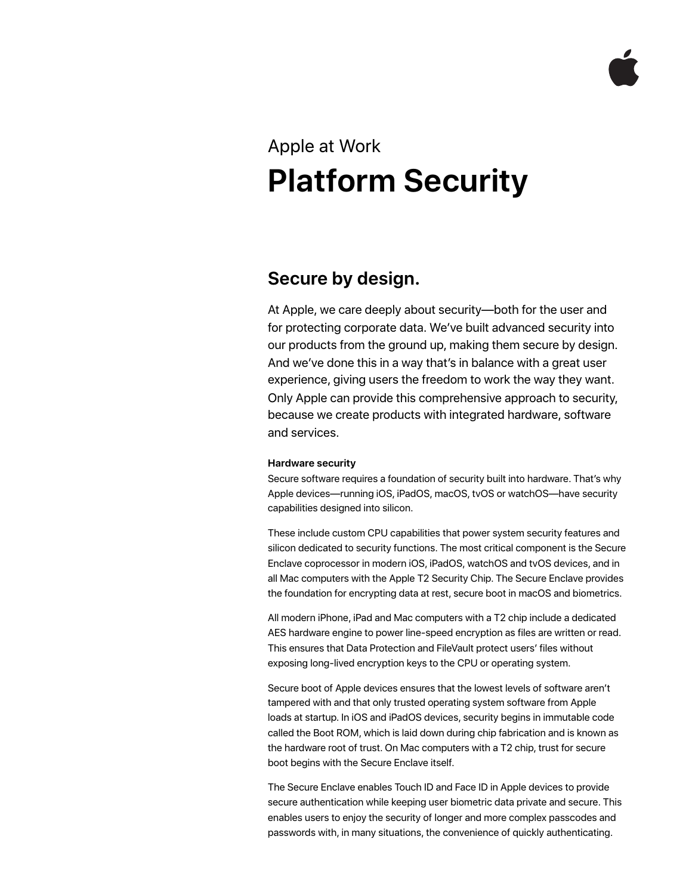Apple at Work

# Platform Security

## Secure by design.

At Apple, we care deeply about security—both for the user and for protecting corporate data. We've built advanced security into our products from the ground up, making them secure by design. And we've done this in a way that's in balance with a great user experience, giving users the freedom to work the way they want. Only Apple can provide this comprehensive approach to security, because we create products with integrated hardware, software and services.

### Hardware security

Secure software requires a foundation of security built into hardware. That's why Apple devices—running iOS, iPadOS, macOS, tvOS or watchOS—have security capabilities designed into silicon.

These include custom CPU capabilities that power system security features and silicon dedicated to security functions. The most critical component is the Secure Enclave coprocessor in modern iOS, iPadOS, watchOS and tvOS devices, and in all Mac computers with the Apple T2 Security Chip. The Secure Enclave provides the foundation for encrypting data at rest, secure boot in macOS and biometrics.

All modern iPhone, iPad and Mac computers with a T2 chip include a dedicated AES hardware engine to power line-speed encryption as files are written or read. This ensures that Data Protection and FileVault protect users' files without exposing long-lived encryption keys to the CPU or operating system.

Secure boot of Apple devices ensures that the lowest levels of software aren't tampered with and that only trusted operating system software from Apple loads at startup. In iOS and iPadOS devices, security begins in immutable code called the Boot ROM, which is laid down during chip fabrication and is known as the hardware root of trust. On Mac computers with a T2 chip, trust for secure boot begins with the Secure Enclave itself.

The Secure Enclave enables Touch ID and Face ID in Apple devices to provide secure authentication while keeping user biometric data private and secure. This enables users to enjoy the security of longer and more complex passcodes and passwords with, in many situations, the convenience of quickly authenticating.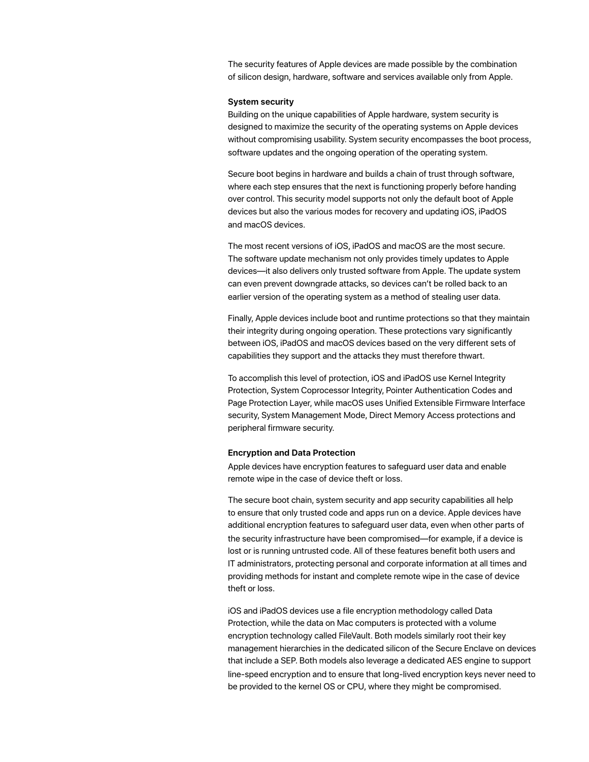The security features of Apple devices are made possible by the combination of silicon design, hardware, software and services available only from Apple.

**System security**

Building on the unique capabilities of Apple hardware, system security is designed to maximize the security of the operating systems on Apple devices without compromising usability. System security encompasses the boot process, software updates and the ongoing operation of the operating system.

Secure boot begins in hardware and builds a chain of trust through software, where each step ensures that the next is functioning properly before handing over control. This security model supports not only the default boot of Apple devices but also the various modes for recovery and updating iOS, iPadOS and macOS devices.

The most recent versions of iOS, iPadOS and macOS are the most secure. The software update mechanism not only provides timely updates to Apple devices—it also delivers only trusted software from Apple. The update system can even prevent downgrade attacks, so devices can't be rolled back to an earlier version of the operating system as a method of stealing user data.

Finally, Apple devices include boot and runtime protections so that they maintain their integrity during ongoing operation. These protections vary significantly between iOS, iPadOS and macOS devices based on the very different sets of capabilities they support and the attacks they must therefore thwart.

To accomplish this level of protection, iOS and iPadOS use Kernel Integrity Protection, System Coprocessor Integrity, Pointer Authentication Codes and Page Protection Layer, while macOS uses Unified Extensible Firmware Interface security, System Management Mode, Direct Memory Access protections and peripheral firmware security.

**Encryption and Data Protection**

Apple devices have encryption features to safeguard user data and enable remote wipe in the case of device theft or loss.

The secure boot chain, system security and app security capabilities all help to ensure that only trusted code and apps run on a device. Apple devices have additional encryption features to safeguard user data, even when other parts of the security infrastructure have been compromised—for example, if a device is lost or is running untrusted code. All of these features benefit both users and IT administrators, protecting personal and corporate information at all times and providing methods for instant and complete remote wipe in the case of device theft or loss.

iOS and iPadOS devices use a file encryption methodology called Data Protection, while the data on Mac computers is protected with a volume encryption technology called FileVault. Both models similarly root their key management hierarchies in the dedicated silicon of the Secure Enclave on devices that include a SEP. Both models also leverage a dedicated AES engine to support line-speed encryption and to ensure that long-lived encryption keys never need to be provided to the kernel OS or CPU, where they might be compromised.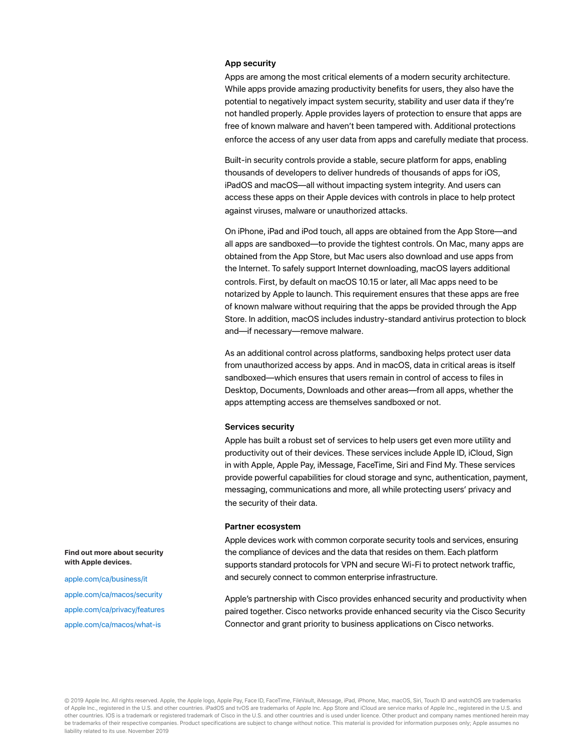### App security

Apps are among the most critical elements of a modern security architecture. While apps provide amazing productivity benefits for users, they also have the potential to negatively impact system security, stability and user data if they're not handled properly. Apple provides layers of protection to ensure that apps are free of known malware and haven't been tampered with. Additional protections enforce the access of any user data from apps and carefully mediate that process.

Built-in security controls provide a stable, secure platform for apps, enabling thousands of developers to deliver hundreds of thousands of apps for iOS, iPadOS and macOS—all without impacting system integrity. And users can access these apps on their Apple devices with controls in place to help protect against viruses, malware or unauthorized attacks.

On iPhone, iPad and iPod touch, all apps are obtained from the App Store—and all apps are sandboxed—to provide the tightest controls. On Mac, many apps are obtained from the App Store, but Mac users also download and use apps from the Internet. To safely support Internet downloading, macOS layers additional controls. First, by default on macOS 10.15 or later, all Mac apps need to be notarized by Apple to launch. This requirement ensures that these apps are free of known malware without requiring that the apps be provided through the App Store. In addition, macOS includes industry-standard antivirus protection to block and—if necessary—remove malware.

As an additional control across platforms, sandboxing helps protect user data from unauthorized access by apps. And in macOS, data in critical areas is itself sandboxed—which ensures that users remain in control of access to files in Desktop, Documents, Downloads and other areas—from all apps, whether the apps attempting access are themselves sandboxed or not.

### Services security

Apple has built a robust set of services to help users get even more utility and productivity out of their devices. These services include Apple ID, iCloud, Sign in with Apple, Apple Pay, iMessage, FaceTime, Siri and Find My. These services provide powerful capabilities for cloud storage and sync, authentication, payment, messaging, communications and more, all while protecting users' privacy and the security of their data.

### Partner ecosystem

Apple devices work with common corporate security tools and services, ensuring the compliance of devices and the data that resides on them. Each platform supports standard protocols for VPN and secure Wi-Fi to protect network traffic, and securely connect to common enterprise infrastructure.

Apple's partnership with Cisco provides enhanced security and productivity when paired together. Cisco networks provide enhanced security via the Cisco Security Connector and grant priority to business applications on Cisco networks.

**Find out more about security with Apple devices.**

apple.com/ca/business/it

apple.com/ca/macos/security

apple.com/ca/privacy/features

apple.com/ca/macos/what-is

© 2019 Apple Inc. All rights reserved. Apple, the Apple logo, Apple Pay, Face ID, FaceTime, FileVault, iMessage, iPad, iPhone, Mac, macOS, Siri, Touch ID and watchOS are trademarks of Apple Inc., registered in the U.S. and other countries. iPadOS and tvOS are trademarks of Apple Inc. App Store and iCloud are service marks of Apple Inc., registered in the U.S. and other countries. IOS is a trademark or registered trademark of Cisco in the U.S. and other countries and is used under licence. Other product and company names mentioned herein may be trademarks of their respective companies. Product specifications are subject to change without notice. This material is provided for information purposes only; Apple assumes no liability related to its use. November 2019